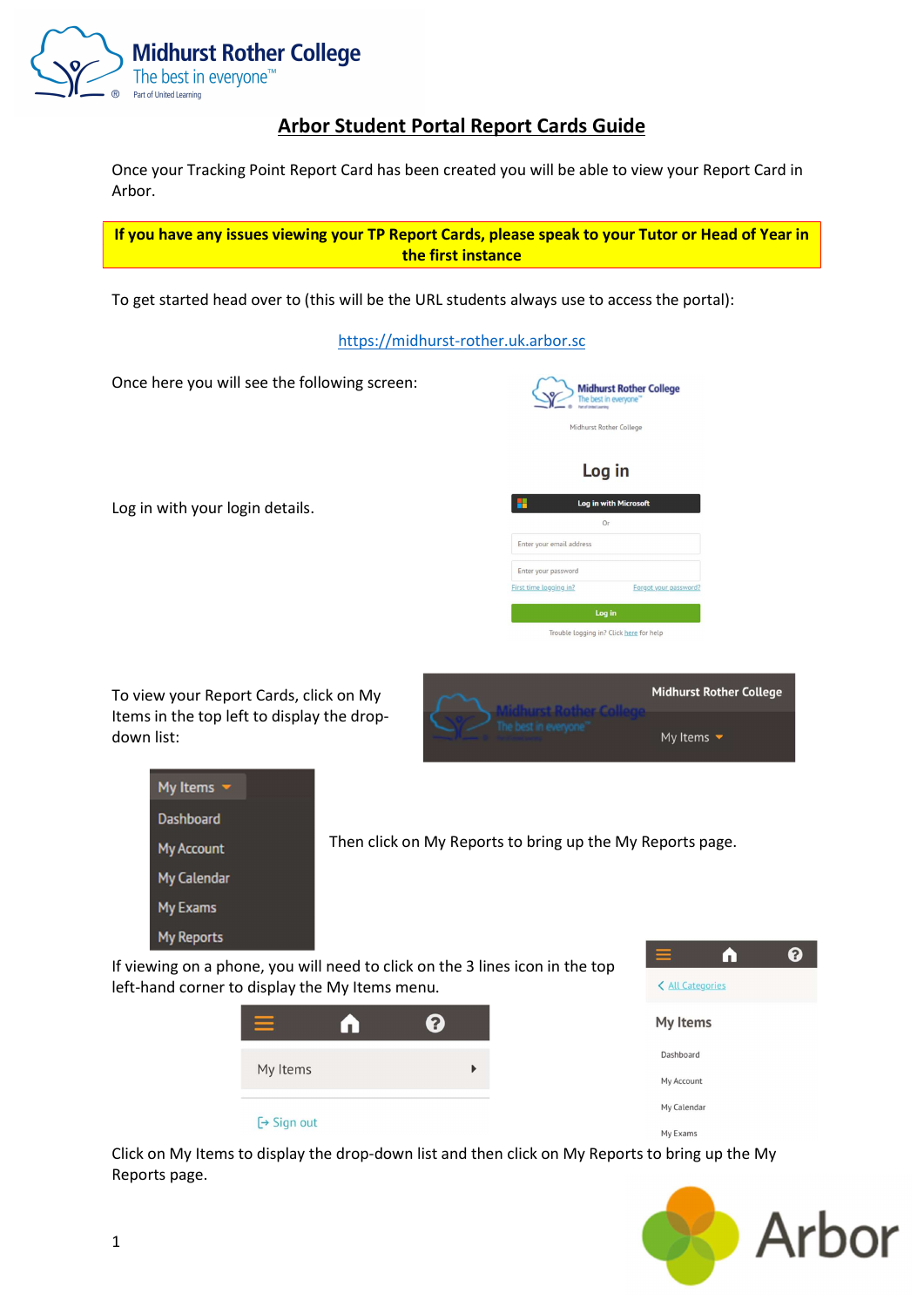# Arbor Student Portal Report Cards Guide

Once your Tracking Point Report Card has been created you will be able to view your Report Card in Arbor.

**If you have any issues viewing your TP Report Cards, please speak to your Tutor or Head of Year in the first instance**

To get started head over to (this will be the URL students always use to access the portal):

https://midhurst-rother.uk.arbor.sc

Once here you will see the following screen:

Log in with your login details.

To view your Report Cards, click on My Items in the top left to display the drop-down list:

Then click on My Reports to bring up the My Reports page.

If viewing on a phone, you will need to click on the 3 lines icon in the top left-hand corner to display the My Items menu.

Click on My Items to display the drop-down list and then click on My Reports to bring up the My Reports page.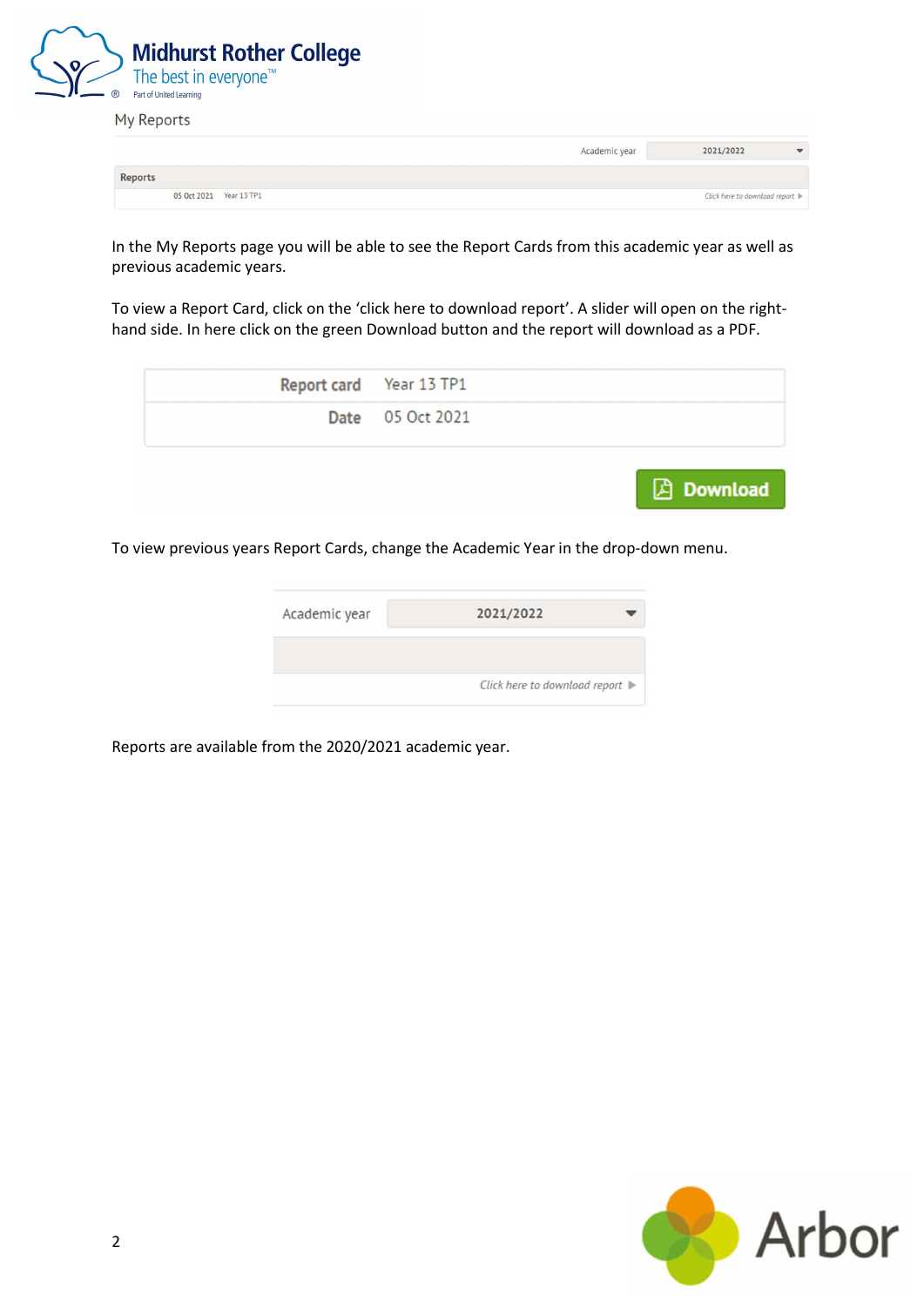Midhurst Rother College

The best in everyone™

Part of United Learning

My Reports

Academic year 2021/2022

| Reports | | |
| --- | --- | --- |
| 05 Oct 2021 | Year 13 TP1 | Click here to download report ▶ |

In the My Reports page you will be able to see the Report Cards from this academic year as well as previous academic years.

To view a Report Card, click on the 'click here to download report'. A slider will open on the right-hand side. In here click on the green Download button and the report will download as a PDF.

| | |
| --- | --- |
| Report card | Year 13 TP1 |
| Date | 05 Oct 2021 |

Download

To view previous years Report Cards, change the Academic Year in the drop-down menu.

Academic year 2021/2022

Click here to download report ▶

Reports are available from the 2020/2021 academic year.

Arbor